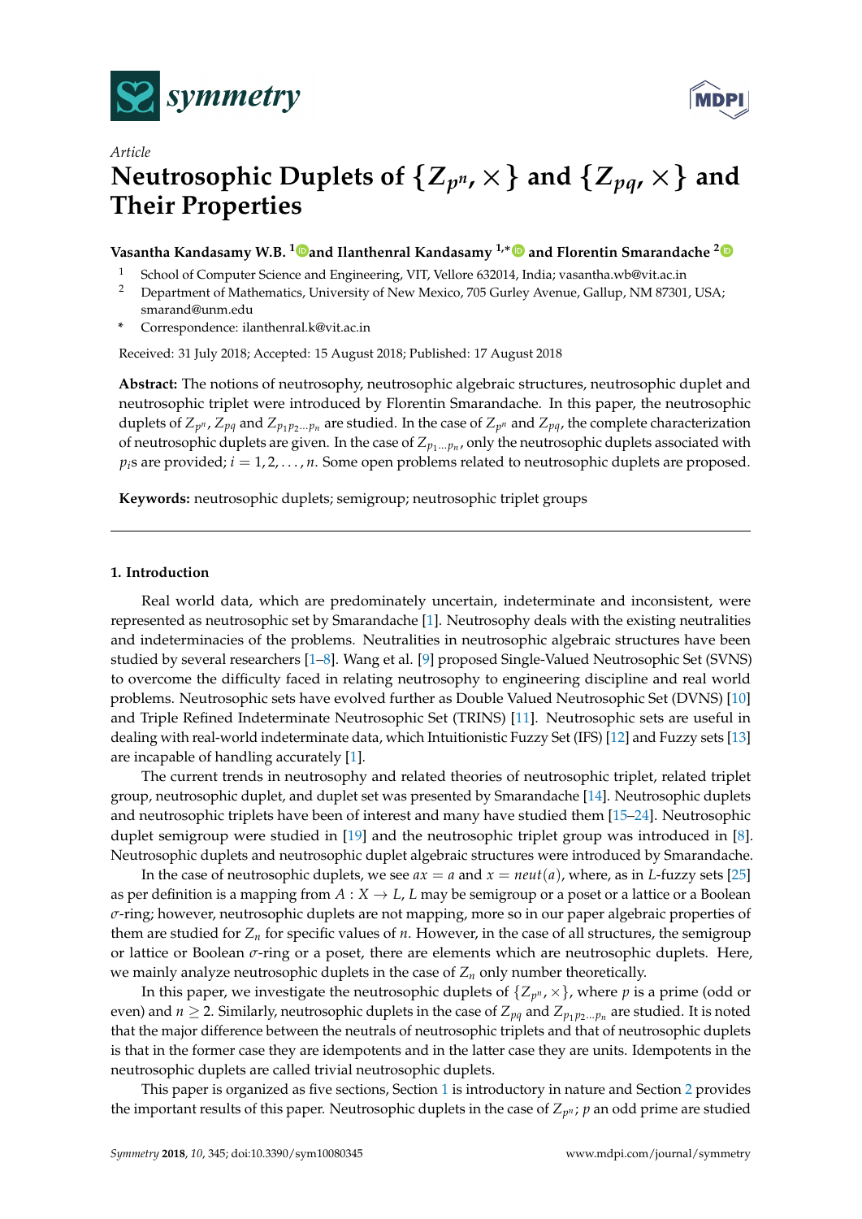*Article*

# Neutrosophic Duplets of $\{Z_{p^n}, \times\}$ and $\{Z_{pq}, \times\}$ and Their Properties

**Vasantha Kandasamy W.B.** [1] **and Ilanthenral Kandasamy** [1,*] **and Florentin Smarandache** [2]

[1] School of Computer Science and Engineering, VIT, Vellore 632014, India; vasantha.wb@vit.ac.in

[2] Department of Mathematics, University of New Mexico, 705 Gurley Avenue, Gallup, NM 87301, USA; smarand@unm.edu

\* Correspondence: ilanthenral.k@vit.ac.in

Received: 31 July 2018; Accepted: 15 August 2018; Published: 17 August 2018

**Abstract:** The notions of neutrosophy, neutrosophic algebraic structures, neutrosophic duplet and neutrosophic triplet were introduced by Florentin Smarandache. In this paper, the neutrosophic duplets of $Z_{p^n}$, $Z_{pq}$ and $Z_{p_1p_2\ldots p_n}$ are studied. In the case of $Z_{p^n}$ and $Z_{pq}$, the complete characterization of neutrosophic duplets are given. In the case of $Z_{p_1\ldots p_n}$, only the neutrosophic duplets associated with $p_i$s are provided; $i = 1, 2, \ldots, n$. Some open problems related to neutrosophic duplets are proposed.

**Keywords:** neutrosophic duplets; semigroup; neutrosophic triplet groups

---

## 1. Introduction

Real world data, which are predominately uncertain, indeterminate and inconsistent, were represented as neutrosophic set by Smarandache [1]. Neutrosophy deals with the existing neutralities and indeterminacies of the problems. Neutralities in neutrosophic algebraic structures have been studied by several researchers [1–8]. Wang et al. [9] proposed Single-Valued Neutrosophic Set (SVNS) to overcome the difficulty faced in relating neutrosophy to engineering discipline and real world problems. Neutrosophic sets have evolved further as Double Valued Neutrosophic Set (DVNS) [10] and Triple Refined Indeterminate Neutrosophic Set (TRINS) [11]. Neutrosophic sets are useful in dealing with real-world indeterminate data, which Intuitionistic Fuzzy Set (IFS) [12] and Fuzzy sets [13] are incapable of handling accurately [1].

The current trends in neutrosophy and related theories of neutrosophic triplet, related triplet group, neutrosophic duplet, and duplet set was presented by Smarandache [14]. Neutrosophic duplets and neutrosophic triplets have been of interest and many have studied them [15–24]. Neutrosophic duplet semigroup were studied in [19] and the neutrosophic triplet group was introduced in [8]. Neutrosophic duplets and neutrosophic duplet algebraic structures were introduced by Smarandache.

In the case of neutrosophic duplets, we see $ax = a$ and $x = neut(a)$, where, as in $L$-fuzzy sets [25] as per definition is a mapping from $A : X \to L$, $L$ may be semigroup or a poset or a lattice or a Boolean $\sigma$-ring; however, neutrosophic duplets are not mapping, more so in our paper algebraic properties of them are studied for $Z_n$ for specific values of $n$. However, in the case of all structures, the semigroup or lattice or Boolean $\sigma$-ring or a poset, there are elements which are neutrosophic duplets. Here, we mainly analyze neutrosophic duplets in the case of $Z_n$ only number theoretically.

In this paper, we investigate the neutrosophic duplets of $\{Z_{p^n}, \times\}$, where $p$ is a prime (odd or even) and $n \geq 2$. Similarly, neutrosophic duplets in the case of $Z_{pq}$ and $Z_{p_1p_2\ldots p_n}$ are studied. It is noted that the major difference between the neutrals of neutrosophic triplets and that of neutrosophic duplets is that in the former case they are idempotents and in the latter case they are units. Idempotents in the neutrosophic duplets are called trivial neutrosophic duplets.

This paper is organized as five sections, Section 1 is introductory in nature and Section 2 provides the important results of this paper. Neutrosophic duplets in the case of $Z_{p^n}$; $p$ an odd prime are studied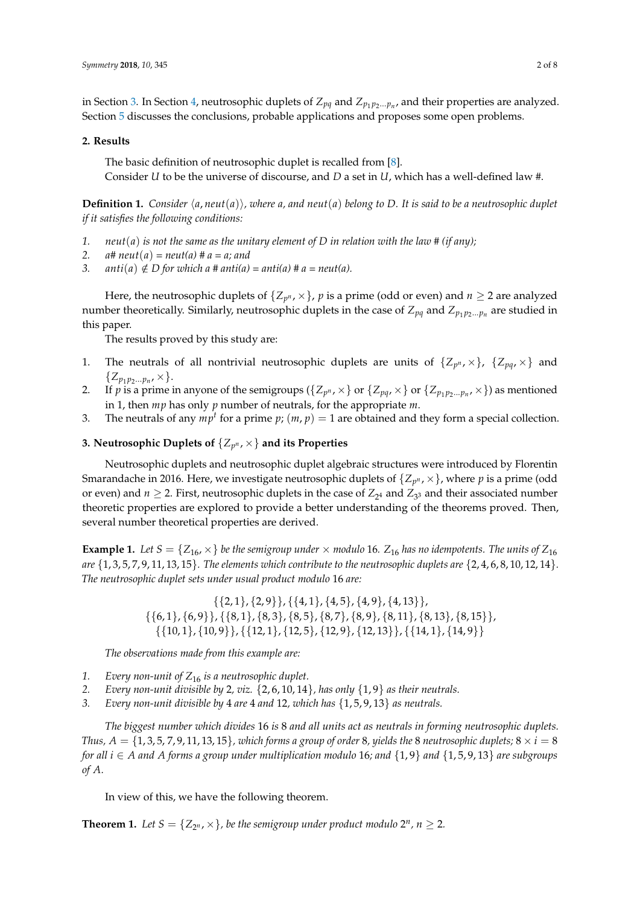in Section 3. In Section 4, neutrosophic duplets of $Z_{pq}$ and $Z_{p_1p_2...p_n}$, and their properties are analyzed. Section 5 discusses the conclusions, probable applications and proposes some open problems.

## 2. Results

The basic definition of neutrosophic duplet is recalled from [8].

Consider $U$ to be the universe of discourse, and $D$ a set in $U$, which has a well-defined law #.

**Definition 1.** *Consider $\langle a, neut(a)\rangle$, where a, and $neut(a)$ belong to D. It is said to be a neutrosophic duplet if it satisfies the following conditions:*

1. *$neut(a)$ is not the same as the unitary element of D in relation with the law # (if any);*
2. *$a \# neut(a) = neut(a) \# a = a$; and*
3. *$anti(a) \notin D$ for which $a \# anti(a) = anti(a) \# a = neut(a)$.*

Here, the neutrosophic duplets of $\{Z_{p^n}, \times\}$, $p$ is a prime (odd or even) and $n \geq 2$ are analyzed number theoretically. Similarly, neutrosophic duplets in the case of $Z_{pq}$ and $Z_{p_1p_2...p_n}$ are studied in this paper.

The results proved by this study are:

1. The neutrals of all nontrivial neutrosophic duplets are units of $\{Z_{p^n}, \times\}$, $\{Z_{pq}, \times\}$ and $\{Z_{p_1p_2...p_n}, \times\}$.
2. If $p$ is a prime in anyone of the semigroups ($\{Z_{p^n}, \times\}$ or $\{Z_{pq}, \times\}$ or $\{Z_{p_1p_2...p_n}, \times\}$) as mentioned in 1, then $mp$ has only $p$ number of neutrals, for the appropriate $m$.
3. The neutrals of any $mp^t$ for a prime $p$; $(m, p) = 1$ are obtained and they form a special collection.

## 3. Neutrosophic Duplets of $\{Z_{p^n}, \times\}$ and its Properties

Neutrosophic duplets and neutrosophic duplet algebraic structures were introduced by Florentin Smarandache in 2016. Here, we investigate neutrosophic duplets of $\{Z_{p^n}, \times\}$, where $p$ is a prime (odd or even) and $n \geq 2$. First, neutrosophic duplets in the case of $Z_{2^4}$ and $Z_{3^3}$ and their associated number theoretic properties are explored to provide a better understanding of the theorems proved. Then, several number theoretical properties are derived.

**Example 1.** *Let $S = \{Z_{16}, \times\}$ be the semigroup under $\times$ modulo 16. $Z_{16}$ has no idempotents. The units of $Z_{16}$ are $\{1, 3, 5, 7, 9, 11, 13, 15\}$. The elements which contribute to the neutrosophic duplets are $\{2, 4, 6, 8, 10, 12, 14\}$. The neutrosophic duplet sets under usual product modulo 16 are:*

$$\{\{2,1\},\{2,9\}\},\{\{4,1\},\{4,5\},\{4,9\},\{4,13\}\},$$
$$\{\{6,1\},\{6,9\}\},\{\{8,1\},\{8,3\},\{8,5\},\{8,7\},\{8,9\},\{8,11\},\{8,13\},\{8,15\}\},$$
$$\{\{10,1\},\{10,9\}\},\{\{12,1\},\{12,5\},\{12,9\},\{12,13\}\},\{\{14,1\},\{14,9\}\}$$

*The observations made from this example are:*

1. *Every non-unit of $Z_{16}$ is a neutrosophic duplet.*
2. *Every non-unit divisible by 2, viz. $\{2, 6, 10, 14\}$, has only $\{1, 9\}$ as their neutrals.*
3. *Every non-unit divisible by 4 are 4 and 12, which has $\{1, 5, 9, 13\}$ as neutrals.*

*The biggest number which divides 16 is 8 and all units act as neutrals in forming neutrosophic duplets. Thus, $A = \{1, 3, 5, 7, 9, 11, 13, 15\}$, which forms a group of order 8, yields the 8 neutrosophic duplets; $8 \times i = 8$ for all $i \in A$ and A forms a group under multiplication modulo 16; and $\{1, 9\}$ and $\{1, 5, 9, 13\}$ are subgroups of A.*

In view of this, we have the following theorem.

**Theorem 1.** *Let $S = \{Z_{2^n}, \times\}$, be the semigroup under product modulo $2^n$, $n \geq 2$.*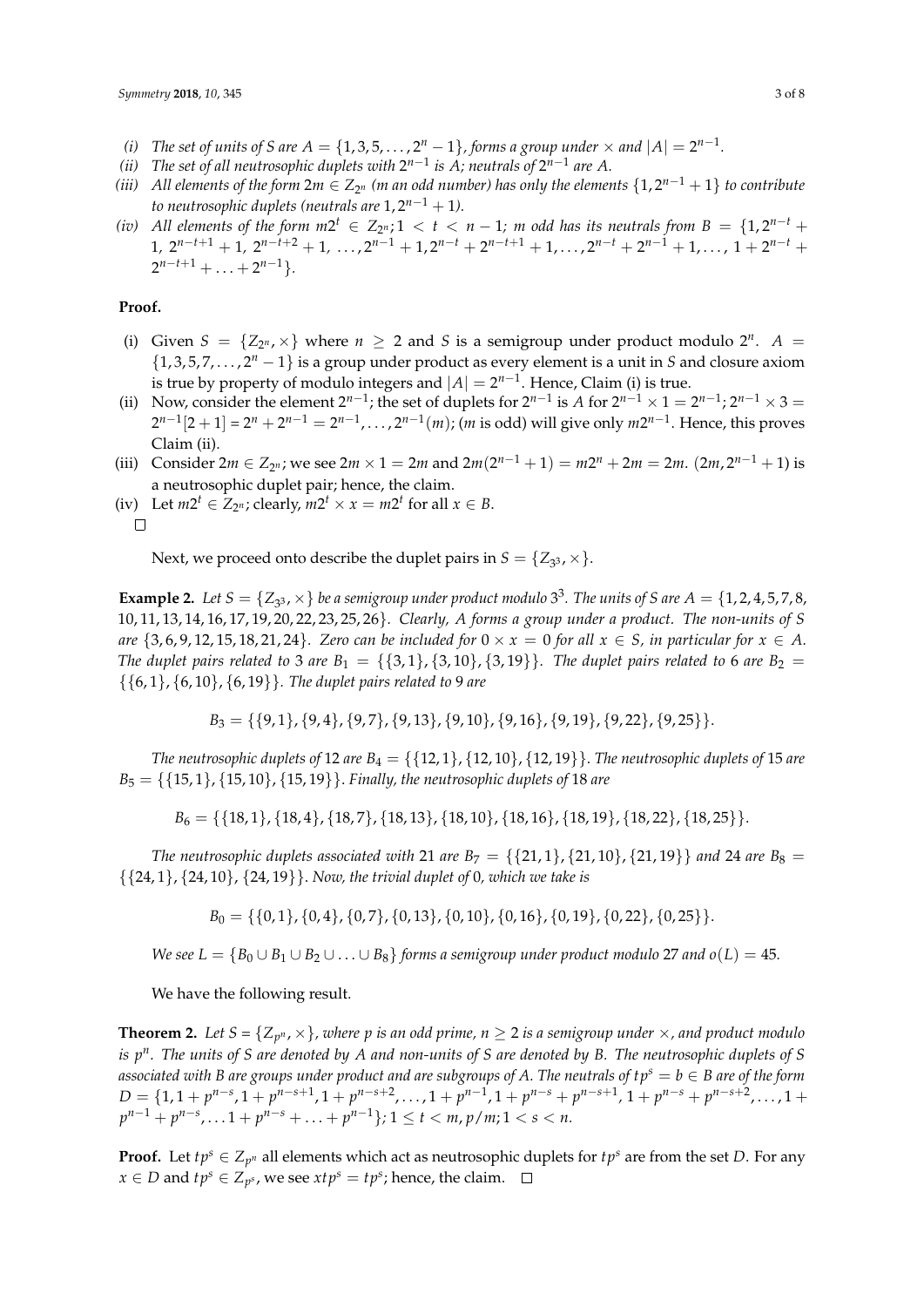(i) *The set of units of S are $A = \{1, 3, 5, \ldots, 2^n - 1\}$, forms a group under $\times$ and $|A| = 2^{n-1}$.*

(ii) *The set of all neutrosophic duplets with $2^{n-1}$ is A; neutrals of $2^{n-1}$ are A.*

(iii) *All elements of the form $2m \in Z_{2^n}$ (m an odd number) has only the elements $\{1, 2^{n-1}+1\}$ to contribute to neutrosophic duplets (neutrals are $1, 2^{n-1}+1$).*

(iv) *All elements of the form $m2^t \in Z_{2^n}; 1 < t < n-1$; m odd has its neutrals from $B = \{1, 2^{n-t} + 1,\ 2^{n-t+1} + 1,\ 2^{n-t+2} + 1,\ \ldots, 2^{n-1} + 1, 2^{n-t} + 2^{n-t+1} + 1, \ldots, 2^{n-t} + 2^{n-1} + 1, \ldots,\ 1 + 2^{n-t} + 2^{n-t+1} + \ldots + 2^{n-1}\}$.*

**Proof.**

(i) Given $S = \{Z_{2^n}, \times\}$ where $n \geq 2$ and $S$ is a semigroup under product modulo $2^n$. $A = \{1, 3, 5, 7, \ldots, 2^n - 1\}$ is a group under product as every element is a unit in $S$ and closure axiom is true by property of modulo integers and $|A| = 2^{n-1}$. Hence, Claim (i) is true.

(ii) Now, consider the element $2^{n-1}$; the set of duplets for $2^{n-1}$ is $A$ for $2^{n-1} \times 1 = 2^{n-1}$; $2^{n-1} \times 3 = 2^{n-1}[2+1] = 2^n + 2^{n-1} = 2^{n-1}, \ldots, 2^{n-1}(m)$; ($m$ is odd) will give only $m2^{n-1}$. Hence, this proves Claim (ii).

(iii) Consider $2m \in Z_{2^n}$; we see $2m \times 1 = 2m$ and $2m(2^{n-1}+1) = m2^n + 2m = 2m$. $(2m, 2^{n-1}+1)$ is a neutrosophic duplet pair; hence, the claim.

(iv) Let $m2^t \in Z_{2^n}$; clearly, $m2^t \times x = m2^t$ for all $x \in B$.

□

Next, we proceed onto describe the duplet pairs in $S = \{Z_{3^3}, \times\}$.

**Example 2.** *Let $S = \{Z_{3^3}, \times\}$ be a semigroup under product modulo $3^3$. The units of S are $A = \{1, 2, 4, 5, 7, 8, 10, 11, 13, 14, 16, 17, 19, 20, 22, 23, 25, 26\}$. Clearly, A forms a group under a product. The non-units of S are $\{3, 6, 9, 12, 15, 18, 21, 24\}$. Zero can be included for $0 \times x = 0$ for all $x \in S$, in particular for $x \in A$. The duplet pairs related to 3 are $B_1 = \{\{3, 1\}, \{3, 10\}, \{3, 19\}\}$. The duplet pairs related to 6 are $B_2 = \{\{6, 1\}, \{6, 10\}, \{6, 19\}\}$. The duplet pairs related to 9 are*

$$B_3 = \{\{9, 1\}, \{9, 4\}, \{9, 7\}, \{9, 13\}, \{9, 10\}, \{9, 16\}, \{9, 19\}, \{9, 22\}, \{9, 25\}\}.$$

*The neutrosophic duplets of 12 are $B_4 = \{\{12, 1\}, \{12, 10\}, \{12, 19\}\}$. The neutrosophic duplets of 15 are $B_5 = \{\{15, 1\}, \{15, 10\}, \{15, 19\}\}$. Finally, the neutrosophic duplets of 18 are*

$$B_6 = \{\{18, 1\}, \{18, 4\}, \{18, 7\}, \{18, 13\}, \{18, 10\}, \{18, 16\}, \{18, 19\}, \{18, 22\}, \{18, 25\}\}.$$

*The neutrosophic duplets associated with 21 are $B_7 = \{\{21, 1\}, \{21, 10\}, \{21, 19\}\}$ and 24 are $B_8 = \{\{24, 1\}, \{24, 10\}, \{24, 19\}\}$. Now, the trivial duplet of 0, which we take is*

$$B_0 = \{\{0, 1\}, \{0, 4\}, \{0, 7\}, \{0, 13\}, \{0, 10\}, \{0, 16\}, \{0, 19\}, \{0, 22\}, \{0, 25\}\}.$$

*We see $L = \{B_0 \cup B_1 \cup B_2 \cup \ldots \cup B_8\}$ forms a semigroup under product modulo 27 and $o(L) = 45$.*

We have the following result.

**Theorem 2.** *Let $S = \{Z_{p^n}, \times\}$, where p is an odd prime, $n \geq 2$ is a semigroup under $\times$, and product modulo is $p^n$. The units of S are denoted by A and non-units of S are denoted by B. The neutrosophic duplets of S associated with B are groups under product and are subgroups of A. The neutrals of $tp^s = b \in B$ are of the form $D = \{1, 1 + p^{n-s}, 1 + p^{n-s+1}, 1 + p^{n-s+2}, \ldots, 1 + p^{n-1}, 1 + p^{n-s} + p^{n-s+1},\ 1 + p^{n-s} + p^{n-s+2}, \ldots, 1 + p^{n-1} + p^{n-s}, \ldots 1 + p^{n-s} + \ldots + p^{n-1}\}; 1 \leq t < m, p/m; 1 < s < n$.*

**Proof.** Let $tp^s \in Z_{p^n}$ all elements which act as neutrosophic duplets for $tp^s$ are from the set $D$. For any $x \in D$ and $tp^s \in Z_{p^s}$, we see $xtp^s = tp^s$; hence, the claim. □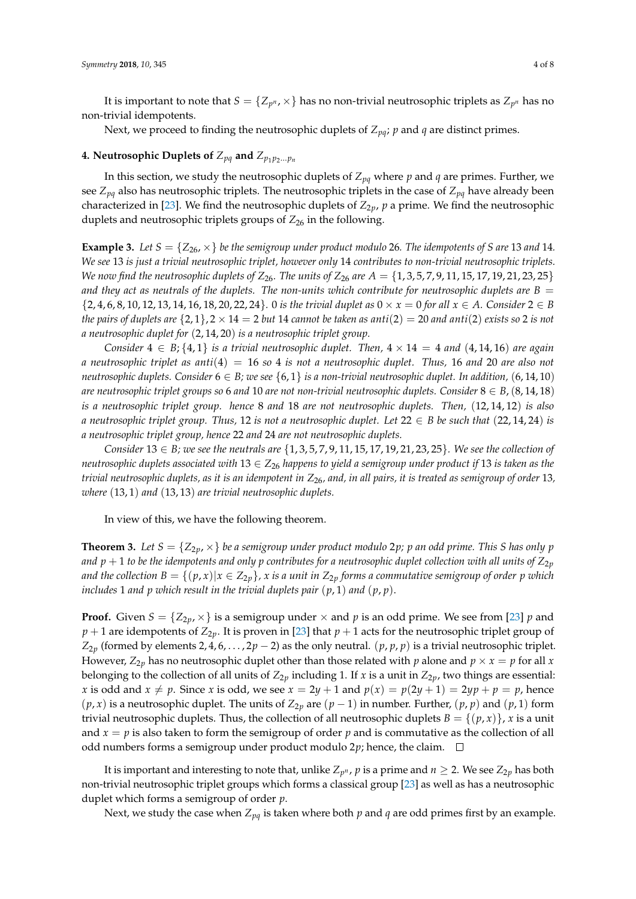It is important to note that $S = \{Z_{p^n}, \times\}$ has no non-trivial neutrosophic triplets as $Z_{p^n}$ has no non-trivial idempotents.

Next, we proceed to finding the neutrosophic duplets of $Z_{pq}$; $p$ and $q$ are distinct primes.

## 4. Neutrosophic Duplets of $Z_{pq}$ and $Z_{p_1 p_2 \ldots p_n}$

In this section, we study the neutrosophic duplets of $Z_{pq}$ where $p$ and $q$ are primes. Further, we see $Z_{pq}$ also has neutrosophic triplets. The neutrosophic triplets in the case of $Z_{pq}$ have already been characterized in [23]. We find the neutrosophic duplets of $Z_{2p}$, $p$ a prime. We find the neutrosophic duplets and neutrosophic triplets groups of $Z_{26}$ in the following.

**Example 3.** *Let $S = \{Z_{26}, \times\}$ be the semigroup under product modulo 26. The idempotents of S are 13 and 14. We see 13 is just a trivial neutrosophic triplet, however only 14 contributes to non-trivial neutrosophic triplets. We now find the neutrosophic duplets of $Z_{26}$. The units of $Z_{26}$ are $A = \{1, 3, 5, 7, 9, 11, 15, 17, 19, 21, 23, 25\}$ and they act as neutrals of the duplets. The non-units which contribute for neutrosophic duplets are $B = \{2, 4, 6, 8, 10, 12, 13, 14, 16, 18, 20, 22, 24\}$. 0 is the trivial duplet as $0 \times x = 0$ for all $x \in A$. Consider $2 \in B$ the pairs of duplets are $\{2, 1\}, 2 \times 14 = 2$ but 14 cannot be taken as $anti(2) = 20$ and $anti(2)$ exists so 2 is not a neutrosophic duplet for $(2, 14, 20)$ is a neutrosophic triplet group.*

*Consider $4 \in B$; $\{4, 1\}$ is a trivial neutrosophic duplet. Then, $4 \times 14 = 4$ and $(4, 14, 16)$ are again a neutrosophic triplet as $anti(4) = 16$ so 4 is not a neutrosophic duplet. Thus, 16 and 20 are also not neutrosophic duplets. Consider $6 \in B$; we see $\{6, 1\}$ is a non-trivial neutrosophic duplet. In addition, $(6, 14, 10)$ are neutrosophic triplet groups so 6 and 10 are not non-trivial neutrosophic duplets. Consider $8 \in B$, $(8, 14, 18)$ is a neutrosophic triplet group. hence 8 and 18 are not neutrosophic duplets. Then, $(12, 14, 12)$ is also a neutrosophic triplet group. Thus, 12 is not a neutrosophic duplet. Let $22 \in B$ be such that $(22, 14, 24)$ is a neutrosophic triplet group, hence 22 and 24 are not neutrosophic duplets.*

*Consider $13 \in B$; we see the neutrals are $\{1, 3, 5, 7, 9, 11, 15, 17, 19, 21, 23, 25\}$. We see the collection of neutrosophic duplets associated with $13 \in Z_{26}$ happens to yield a semigroup under product if 13 is taken as the trivial neutrosophic duplets, as it is an idempotent in $Z_{26}$, and, in all pairs, it is treated as semigroup of order 13, where $(13, 1)$ and $(13, 13)$ are trivial neutrosophic duplets.*

In view of this, we have the following theorem.

**Theorem 3.** *Let $S = \{Z_{2p}, \times\}$ be a semigroup under product modulo $2p$; $p$ an odd prime. This S has only $p$ and $p + 1$ to be the idempotents and only $p$ contributes for a neutrosophic duplet collection with all units of $Z_{2p}$ and the collection $B = \{(p, x) | x \in Z_{2p}\}$, $x$ is a unit in $Z_{2p}$ forms a commutative semigroup of order $p$ which includes 1 and $p$ which result in the trivial duplets pair $(p, 1)$ and $(p, p)$.*

**Proof.** Given $S = \{Z_{2p}, \times\}$ is a semigroup under $\times$ and $p$ is an odd prime. We see from [23] $p$ and $p + 1$ are idempotents of $Z_{2p}$. It is proven in [23] that $p + 1$ acts for the neutrosophic triplet group of $Z_{2p}$ (formed by elements $2, 4, 6, \ldots, 2p - 2$) as the only neutral. $(p, p, p)$ is a trivial neutrosophic triplet. However, $Z_{2p}$ has no neutrosophic duplet other than those related with $p$ alone and $p \times x = p$ for all $x$ belonging to the collection of all units of $Z_{2p}$ including 1. If $x$ is a unit in $Z_{2p}$, two things are essential: $x$ is odd and $x \neq p$. Since $x$ is odd, we see $x = 2y + 1$ and $p(x) = p(2y + 1) = 2yp + p = p$, hence $(p, x)$ is a neutrosophic duplet. The units of $Z_{2p}$ are $(p - 1)$ in number. Further, $(p, p)$ and $(p, 1)$ form trivial neutrosophic duplets. Thus, the collection of all neutrosophic duplets $B = \{(p, x)\}$, $x$ is a unit and $x = p$ is also taken to form the semigroup of order $p$ and is commutative as the collection of all odd numbers forms a semigroup under product modulo $2p$; hence, the claim. □

It is important and interesting to note that, unlike $Z_{p^n}$, $p$ is a prime and $n \geq 2$. We see $Z_{2p}$ has both non-trivial neutrosophic triplet groups which forms a classical group [23] as well as has a neutrosophic duplet which forms a semigroup of order $p$.

Next, we study the case when $Z_{pq}$ is taken where both $p$ and $q$ are odd primes first by an example.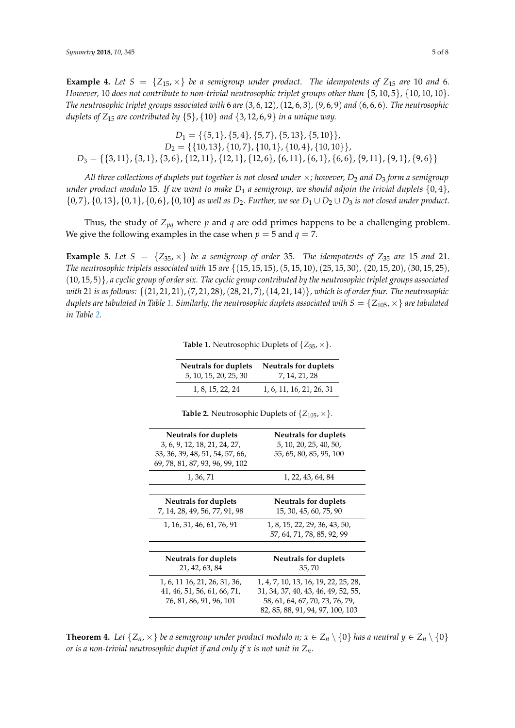**Example 4.** *Let $S = \{Z_{15}, \times\}$ be a semigroup under product. The idempotents of $Z_{15}$ are 10 and 6. However, 10 does not contribute to non-trivial neutrosophic triplet groups other than $\{5, 10, 5\}$, $\{10, 10, 10\}$. The neutrosophic triplet groups associated with 6 are $(3, 6, 12)$, $(12, 6, 3)$, $(9, 6, 9)$ and $(6, 6, 6)$. The neutrosophic duplets of $Z_{15}$ are contributed by $\{5\}$, $\{10\}$ and $\{3, 12, 6, 9\}$ in a unique way.*

$$D_1 = \{\{5, 1\}, \{5, 4\}, \{5, 7\}, \{5, 13\}, \{5, 10\}\},$$
$$D_2 = \{\{10, 13\}, \{10, 7\}, \{10, 1\}, \{10, 4\}, \{10, 10\}\},$$
$$D_3 = \{\{3, 11\}, \{3, 1\}, \{3, 6\}, \{12, 11\}, \{12, 1\}, \{12, 6\}, \{6, 11\}, \{6, 1\}, \{6, 6\}, \{9, 11\}, \{9, 1\}, \{9, 6\}\}$$

*All three collections of duplets put together is not closed under $\times$; however, $D_2$ and $D_3$ form a semigroup under product modulo 15. If we want to make $D_1$ a semigroup, we should adjoin the trivial duplets $\{0, 4\}$, $\{0, 7\}$, $\{0, 13\}$, $\{0, 1\}$, $\{0, 6\}$, $\{0, 10\}$ as well as $D_2$. Further, we see $D_1 \cup D_2 \cup D_3$ is not closed under product.*

Thus, the study of $Z_{pq}$ where $p$ and $q$ are odd primes happens to be a challenging problem. We give the following examples in the case when $p = 5$ and $q = 7$.

**Example 5.** *Let $S = \{Z_{35}, \times\}$ be a semigroup of order 35. The idempotents of $Z_{35}$ are 15 and 21. The neutrosophic triplets associated with 15 are $\{(15, 15, 15), (5, 15, 10), (25, 15, 30), (20, 15, 20), (30, 15, 25), (10, 15, 5)\}$, a cyclic group of order six. The cyclic group contributed by the neutrosophic triplet groups associated with 21 is as follows: $\{(21, 21, 21), (7, 21, 28), (28, 21, 7), (14, 21, 14)\}$, which is of order four. The neutrosophic duplets are tabulated in Table 1. Similarly, the neutrosophic duplets associated with $S = \{Z_{105}, \times\}$ are tabulated in Table 2.*

**Table 1.** Neutrosophic Duplets of $\{Z_{35}, \times\}$.

| Neutrals for duplets 5, 10, 15, 20, 25, 30 | Neutrals for duplets 7, 14, 21, 28 |
|---|---|
| 1, 8, 15, 22, 24 | 1, 6, 11, 16, 21, 26, 31 |

**Table 2.** Neutrosophic Duplets of $\{Z_{105}, \times\}$.

| Neutrals for duplets 3, 6, 9, 12, 18, 21, 24, 27, 33, 36, 39, 48, 51, 54, 57, 66, 69, 78, 81, 87, 93, 96, 99, 102 | Neutrals for duplets 5, 10, 20, 25, 40, 50, 55, 65, 80, 85, 95, 100 |
|---|---|
| 1, 36, 71 | 1, 22, 43, 64, 84 |
| **Neutrals for duplets** 7, 14, 28, 49, 56, 77, 91, 98 | **Neutrals for duplets** 15, 30, 45, 60, 75, 90 |
| 1, 16, 31, 46, 61, 76, 91 | 1, 8, 15, 22, 29, 36, 43, 50, 57, 64, 71, 78, 85, 92, 99 |
| **Neutrals for duplets** 21, 42, 63, 84 | **Neutrals for duplets** 35, 70 |
| 1, 6, 11 16, 21, 26, 31, 36, 41, 46, 51, 56, 61, 66, 71, 76, 81, 86, 91, 96, 101 | 1, 4, 7, 10, 13, 16, 19, 22, 25, 28, 31, 34, 37, 40, 43, 46, 49, 52, 55, 58, 61, 64, 67, 70, 73, 76, 79, 82, 85, 88, 91, 94, 97, 100, 103 |

**Theorem 4.** *Let $\{Z_n, \times\}$ be a semigroup under product modulo $n$; $x \in Z_n \setminus \{0\}$ has a neutral $y \in Z_n \setminus \{0\}$ or is a non-trivial neutrosophic duplet if and only if $x$ is not unit in $Z_n$.*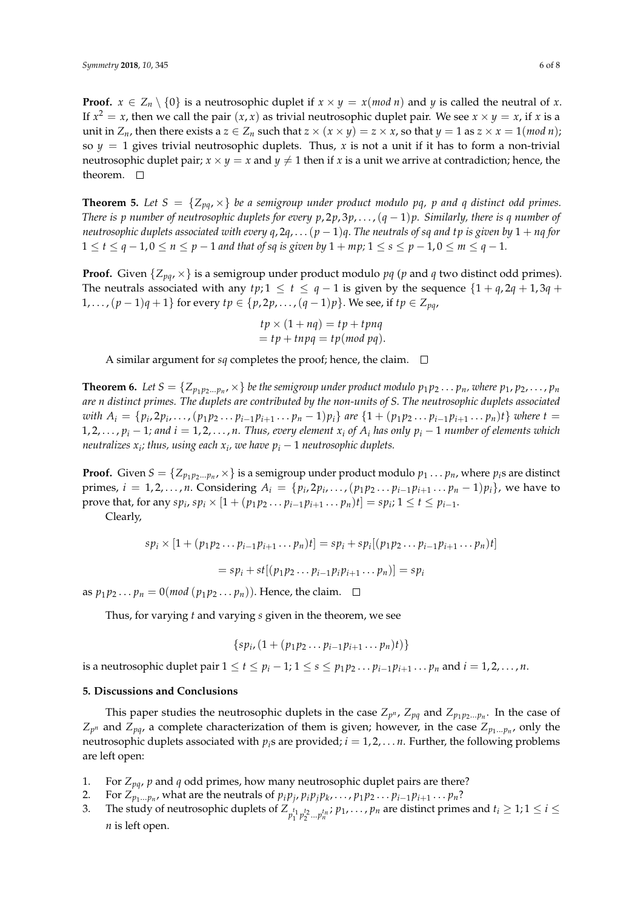**Proof.** $x \in Z_n \setminus \{0\}$ is a neutrosophic duplet if $x \times y = x (mod\ n)$ and $y$ is called the neutral of $x$. If $x^2 = x$, then we call the pair $(x, x)$ as trivial neutrosophic duplet pair. We see $x \times y = x$, if $x$ is a unit in $Z_n$, then there exists a $z \in Z_n$ such that $z \times (x \times y) = z \times x$, so that $y = 1$ as $z \times x = 1 (mod\ n)$; so $y = 1$ gives trivial neutrosophic duplets. Thus, $x$ is not a unit if it has to form a non-trivial neutrosophic duplet pair; $x \times y = x$ and $y \neq 1$ then if $x$ is a unit we arrive at contradiction; hence, the theorem. □

**Theorem 5.** *Let $S = \{Z_{pq}, \times\}$ be a semigroup under product modulo pq, p and q distinct odd primes. There is p number of neutrosophic duplets for every $p, 2p, 3p, \ldots, (q-1)p$. Similarly, there is q number of neutrosophic duplets associated with every $q, 2q, \ldots (p-1)q$. The neutrals of sq and tp is given by $1 + nq$ for $1 \leq t \leq q-1, 0 \leq n \leq p-1$ and that of sq is given by $1 + mp$; $1 \leq s \leq p-1, 0 \leq m \leq q-1$.*

**Proof.** Given $\{Z_{pq}, \times\}$ is a semigroup under product modulo $pq$ ($p$ and $q$ two distinct odd primes). The neutrals associated with any $tp; 1 \leq t \leq q-1$ is given by the sequence $\{1 + q, 2q + 1, 3q + 1, \ldots, (p-1)q + 1\}$ for every $tp \in \{p, 2p, \ldots, (q-1)p\}$. We see, if $tp \in Z_{pq}$,

$$
\begin{aligned}
tp \times (1 + nq) &= tp + tpnq \\
&= tp + tnpq = tp (mod\ pq).
\end{aligned}
$$

A similar argument for $sq$ completes the proof; hence, the claim. □

**Theorem 6.** *Let $S = \{Z_{p_1 p_2 \ldots p_n}, \times\}$ be the semigroup under product modulo $p_1 p_2 \ldots p_n$, where $p_1, p_2, \ldots, p_n$ are n distinct primes. The duplets are contributed by the non-units of S. The neutrosophic duplets associated with $A_i = \{p_i, 2p_i, \ldots, (p_1 p_2 \ldots p_{i-1} p_{i+1} \ldots p_n - 1)p_i\}$ are $\{1 + (p_1 p_2 \ldots p_{i-1} p_{i+1} \ldots p_n)t\}$ where $t = 1, 2, \ldots, p_i - 1$; and $i = 1, 2, \ldots, n$. Thus, every element $x_i$ of $A_i$ has only $p_i - 1$ number of elements which neutralizes $x_i$; thus, using each $x_i$, we have $p_i - 1$ neutrosophic duplets.*

**Proof.** Given $S = \{Z_{p_1 p_2 \ldots p_n}, \times\}$ is a semigroup under product modulo $p_1 \ldots p_n$, where $p_i$s are distinct primes, $i = 1, 2, \ldots, n$. Considering $A_i = \{p_i, 2p_i, \ldots, (p_1 p_2 \ldots p_{i-1} p_{i+1} \ldots p_n - 1)p_i\}$, we have to prove that, for any $sp_i$, $sp_i \times [1 + (p_1 p_2 \ldots p_{i-1} p_{i+1} \ldots p_n)t] = sp_i$; $1 \leq t \leq p_{i-1}$.

Clearly,

$$
sp_i \times [1 + (p_1 p_2 \ldots p_{i-1} p_{i+1} \ldots p_n)t] = sp_i + sp_i[(p_1 p_2 \ldots p_{i-1} p_{i+1} \ldots p_n)t]
$$

$$
= sp_i + st[(p_1 p_2 \ldots p_{i-1} p_i p_{i+1} \ldots p_n)] = sp_i
$$

as $p_1 p_2 \ldots p_n = 0 (mod\ (p_1 p_2 \ldots p_n))$. Hence, the claim. □

Thus, for varying $t$ and varying $s$ given in the theorem, we see

$$
\{sp_i, (1 + (p_1 p_2 \ldots p_{i-1} p_{i+1} \ldots p_n)t)\}
$$

is a neutrosophic duplet pair $1 \leq t \leq p_i - 1$; $1 \leq s \leq p_1 p_2 \ldots p_{i-1} p_{i+1} \ldots p_n$ and $i = 1, 2, \ldots, n$.

## 5. Discussions and Conclusions

This paper studies the neutrosophic duplets in the case $Z_{p^n}$, $Z_{pq}$ and $Z_{p_1 p_2 \ldots p_n}$. In the case of $Z_{p^n}$ and $Z_{pq}$, a complete characterization of them is given; however, in the case $Z_{p_1 \ldots p_n}$, only the neutrosophic duplets associated with $p_i$s are provided; $i = 1, 2, \ldots n$. Further, the following problems are left open:

1. For $Z_{pq}$, $p$ and $q$ odd primes, how many neutrosophic duplet pairs are there?
2. For $Z_{p_1 \ldots p_n}$, what are the neutrals of $p_i p_j, p_i p_j p_k, \ldots, p_1 p_2 \ldots p_{i-1} p_{i+1} \ldots p_n$?
3. The study of neutrosophic duplets of $Z_{p_1^{t_1} p_2^{t_2} \ldots p_n^{t_n}}$; $p_1, \ldots, p_n$ are distinct primes and $t_i \geq 1; 1 \leq i \leq n$ is left open.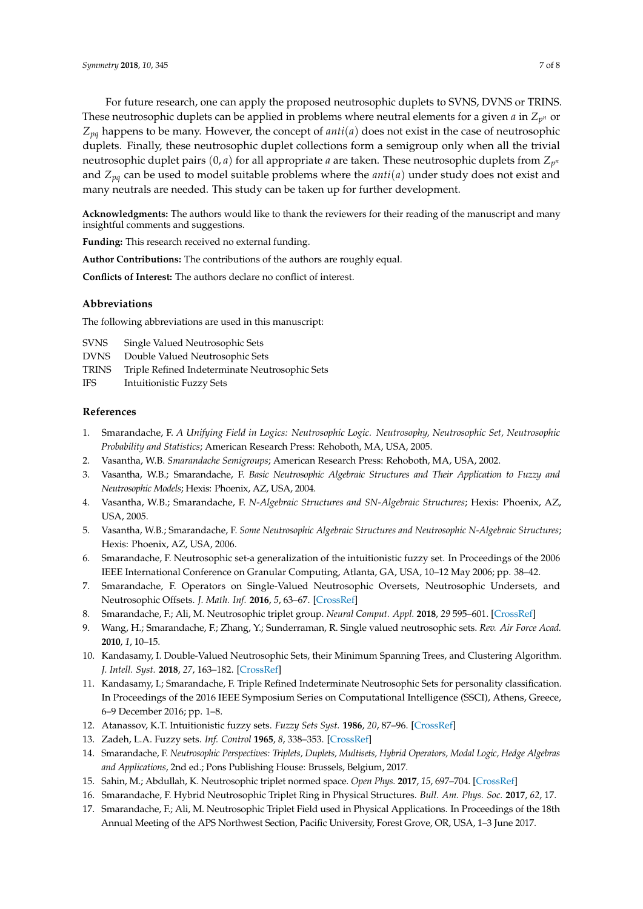For future research, one can apply the proposed neutrosophic duplets to SVNS, DVNS or TRINS. These neutrosophic duplets can be applied in problems where neutral elements for a given $a$ in $Z_{p^n}$ or $Z_{pq}$ happens to be many. However, the concept of $anti(a)$ does not exist in the case of neutrosophic duplets. Finally, these neutrosophic duplet collections form a semigroup only when all the trivial neutrosophic duplet pairs $(0, a)$ for all appropriate $a$ are taken. These neutrosophic duplets from $Z_{p^n}$ and $Z_{pq}$ can be used to model suitable problems where the $anti(a)$ under study does not exist and many neutrals are needed. This study can be taken up for further development.

**Acknowledgments:** The authors would like to thank the reviewers for their reading of the manuscript and many insightful comments and suggestions.

**Funding:** This research received no external funding.

**Author Contributions:** The contributions of the authors are roughly equal.

**Conflicts of Interest:** The authors declare no conflict of interest.

## Abbreviations

The following abbreviations are used in this manuscript:

| | |
|---|---|
| SVNS | Single Valued Neutrosophic Sets |
| DVNS | Double Valued Neutrosophic Sets |
| TRINS | Triple Refined Indeterminate Neutrosophic Sets |
| IFS | Intuitionistic Fuzzy Sets |

## References

1. Smarandache, F. *A Unifying Field in Logics: Neutrosophic Logic. Neutrosophy, Neutrosophic Set, Neutrosophic Probability and Statistics*; American Research Press: Rehoboth, MA, USA, 2005.
2. Vasantha, W.B. *Smarandache Semigroups*; American Research Press: Rehoboth, MA, USA, 2002.
3. Vasantha, W.B.; Smarandache, F. *Basic Neutrosophic Algebraic Structures and Their Application to Fuzzy and Neutrosophic Models*; Hexis: Phoenix, AZ, USA, 2004.
4. Vasantha, W.B.; Smarandache, F. *N-Algebraic Structures and SN-Algebraic Structures*; Hexis: Phoenix, AZ, USA, 2005.
5. Vasantha, W.B.; Smarandache, F. *Some Neutrosophic Algebraic Structures and Neutrosophic N-Algebraic Structures*; Hexis: Phoenix, AZ, USA, 2006.
6. Smarandache, F. Neutrosophic set-a generalization of the intuitionistic fuzzy set. In Proceedings of the 2006 IEEE International Conference on Granular Computing, Atlanta, GA, USA, 10–12 May 2006; pp. 38–42.
7. Smarandache, F. Operators on Single-Valued Neutrosophic Oversets, Neutrosophic Undersets, and Neutrosophic Offsets. *J. Math. Inf.* **2016**, *5*, 63–67. [CrossRef]
8. Smarandache, F.; Ali, M. Neutrosophic triplet group. *Neural Comput. Appl.* **2018**, *29* 595–601. [CrossRef]
9. Wang, H.; Smarandache, F.; Zhang, Y.; Sunderraman, R. Single valued neutrosophic sets. *Rev. Air Force Acad.* **2010**, *1*, 10–15.
10. Kandasamy, I. Double-Valued Neutrosophic Sets, their Minimum Spanning Trees, and Clustering Algorithm. *J. Intell. Syst.* **2018**, *27*, 163–182. [CrossRef]
11. Kandasamy, I.; Smarandache, F. Triple Refined Indeterminate Neutrosophic Sets for personality classification. In Proceedings of the 2016 IEEE Symposium Series on Computational Intelligence (SSCI), Athens, Greece, 6–9 December 2016; pp. 1–8.
12. Atanassov, K.T. Intuitionistic fuzzy sets. *Fuzzy Sets Syst.* **1986**, *20*, 87–96. [CrossRef]
13. Zadeh, L.A. Fuzzy sets. *Inf. Control* **1965**, *8*, 338–353. [CrossRef]
14. Smarandache, F. *Neutrosophic Perspectives: Triplets, Duplets, Multisets, Hybrid Operators, Modal Logic, Hedge Algebras and Applications*, 2nd ed.; Pons Publishing House: Brussels, Belgium, 2017.
15. Sahin, M.; Abdullah, K. Neutrosophic triplet normed space. *Open Phys.* **2017**, *15*, 697–704. [CrossRef]
16. Smarandache, F. Hybrid Neutrosophic Triplet Ring in Physical Structures. *Bull. Am. Phys. Soc.* **2017**, *62*, 17.
17. Smarandache, F.; Ali, M. Neutrosophic Triplet Field used in Physical Applications. In Proceedings of the 18th Annual Meeting of the APS Northwest Section, Pacific University, Forest Grove, OR, USA, 1–3 June 2017.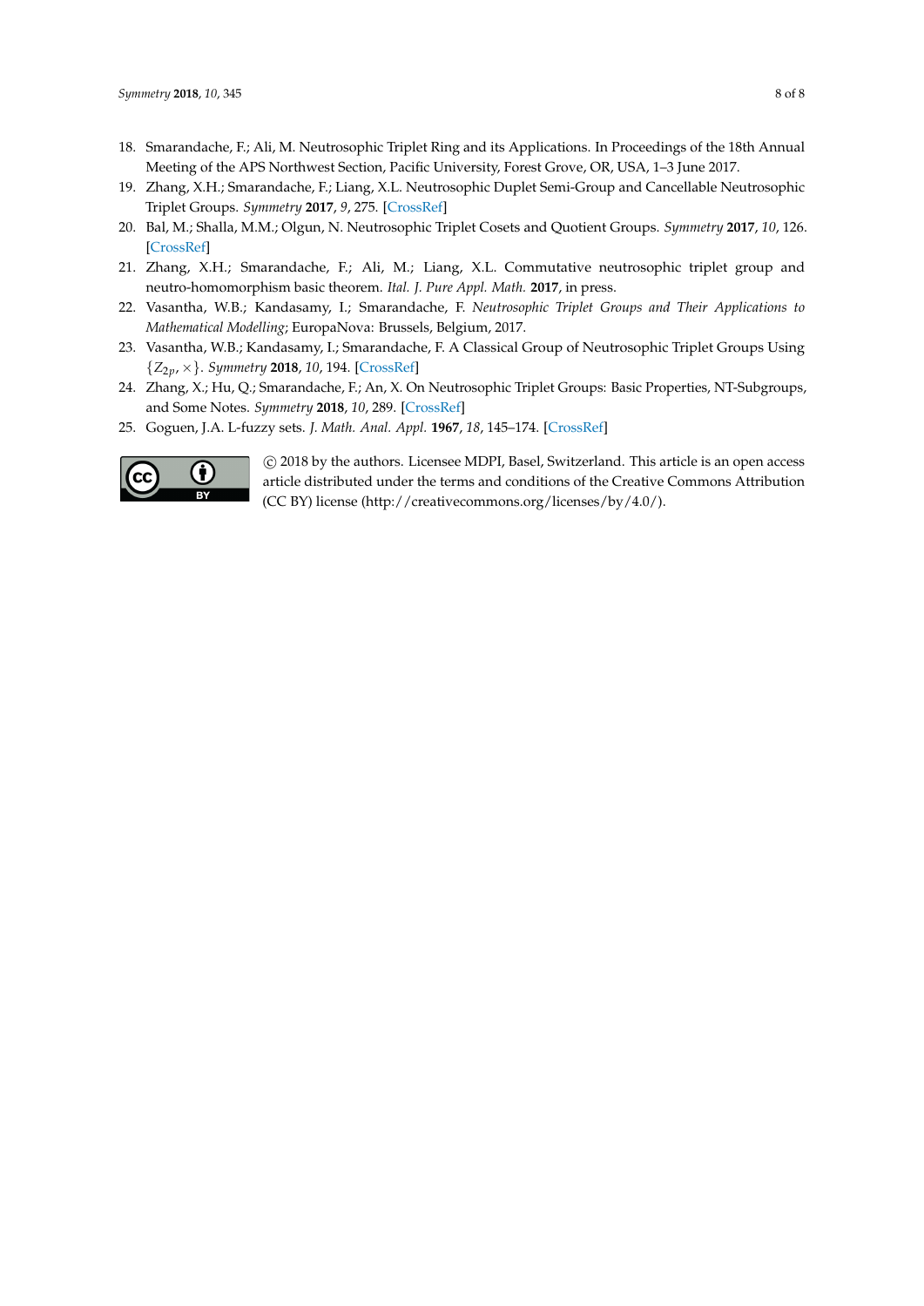18. Smarandache, F.; Ali, M. Neutrosophic Triplet Ring and its Applications. In Proceedings of the 18th Annual Meeting of the APS Northwest Section, Pacific University, Forest Grove, OR, USA, 1–3 June 2017.
19. Zhang, X.H.; Smarandache, F.; Liang, X.L. Neutrosophic Duplet Semi-Group and Cancellable Neutrosophic Triplet Groups. *Symmetry* **2017**, *9*, 275. [CrossRef]
20. Bal, M.; Shalla, M.M.; Olgun, N. Neutrosophic Triplet Cosets and Quotient Groups. *Symmetry* **2017**, *10*, 126. [CrossRef]
21. Zhang, X.H.; Smarandache, F.; Ali, M.; Liang, X.L. Commutative neutrosophic triplet group and neutro-homomorphism basic theorem. *Ital. J. Pure Appl. Math.* **2017**, in press.
22. Vasantha, W.B.; Kandasamy, I.; Smarandache, F. *Neutrosophic Triplet Groups and Their Applications to Mathematical Modelling*; EuropaNova: Brussels, Belgium, 2017.
23. Vasantha, W.B.; Kandasamy, I.; Smarandache, F. A Classical Group of Neutrosophic Triplet Groups Using $\{Z_{2p}, \times\}$. *Symmetry* **2018**, *10*, 194. [CrossRef]
24. Zhang, X.; Hu, Q.; Smarandache, F.; An, X. On Neutrosophic Triplet Groups: Basic Properties, NT-Subgroups, and Some Notes. *Symmetry* **2018**, *10*, 289. [CrossRef]
25. Goguen, J.A. L-fuzzy sets. *J. Math. Anal. Appl.* **1967**, *18*, 145–174. [CrossRef]

© 2018 by the authors. Licensee MDPI, Basel, Switzerland. This article is an open access article distributed under the terms and conditions of the Creative Commons Attribution (CC BY) license (http://creativecommons.org/licenses/by/4.0/).